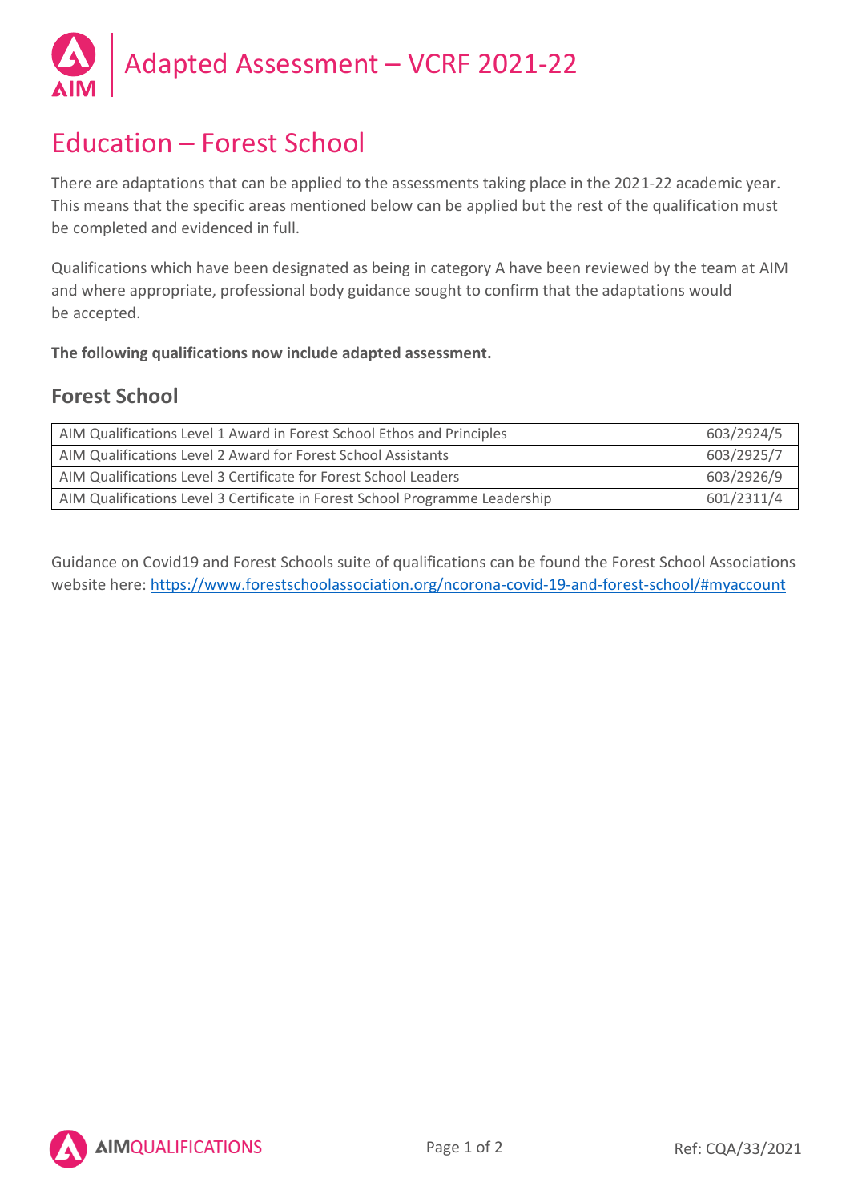# Adapted Assessment – VCRF 2021-22

## Education – Forest School

There are adaptations that can be applied to the assessments taking place in the 2021-22 academic year. This means that the specific areas mentioned below can be applied but the rest of the qualification must be completed and evidenced in full.

Qualifications which have been designated as being in category A have been reviewed by the team at AIM and where appropriate, professional body guidance sought to confirm that the adaptations would be accepted.

**The following qualifications now include adapted assessment.**

### Forest School

| | |
|---|---|
| AIM Qualifications Level 1 Award in Forest School Ethos and Principles | 603/2924/5 |
| AIM Qualifications Level 2 Award for Forest School Assistants | 603/2925/7 |
| AIM Qualifications Level 3 Certificate for Forest School Leaders | 603/2926/9 |
| AIM Qualifications Level 3 Certificate in Forest School Programme Leadership | 601/2311/4 |

Guidance on Covid19 and Forest Schools suite of qualifications can be found the Forest School Associations website here: https://www.forestschoolassociation.org/ncorona-covid-19-and-forest-school/#myaccount

Ref: CQA/33/2021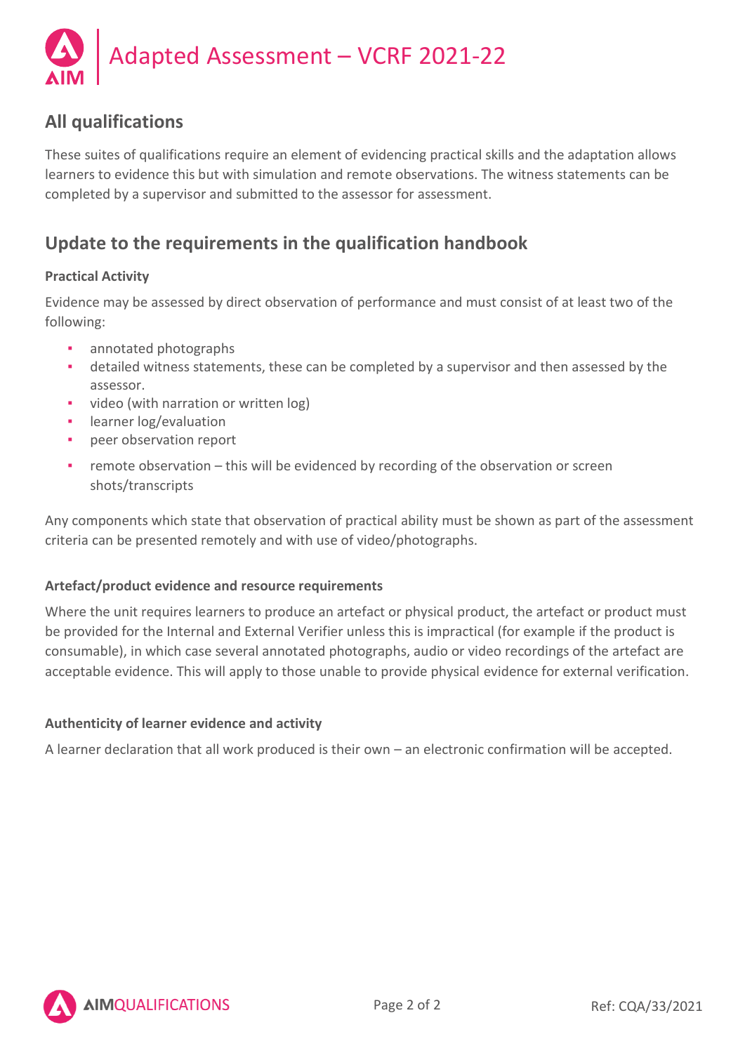# Adapted Assessment – VCRF 2021-22

## All qualifications

These suites of qualifications require an element of evidencing practical skills and the adaptation allows learners to evidence this but with simulation and remote observations. The witness statements can be completed by a supervisor and submitted to the assessor for assessment.

## Update to the requirements in the qualification handbook

### Practical Activity

Evidence may be assessed by direct observation of performance and must consist of at least two of the following:

- annotated photographs
- detailed witness statements, these can be completed by a supervisor and then assessed by the assessor.
- video (with narration or written log)
- learner log/evaluation
- peer observation report
- remote observation – this will be evidenced by recording of the observation or screen shots/transcripts

Any components which state that observation of practical ability must be shown as part of the assessment criteria can be presented remotely and with use of video/photographs.

### Artefact/product evidence and resource requirements

Where the unit requires learners to produce an artefact or physical product, the artefact or product must be provided for the Internal and External Verifier unless this is impractical (for example if the product is consumable), in which case several annotated photographs, audio or video recordings of the artefact are acceptable evidence. This will apply to those unable to provide physical evidence for external verification.

### Authenticity of learner evidence and activity

A learner declaration that all work produced is their own – an electronic confirmation will be accepted.

Ref: CQA/33/2021